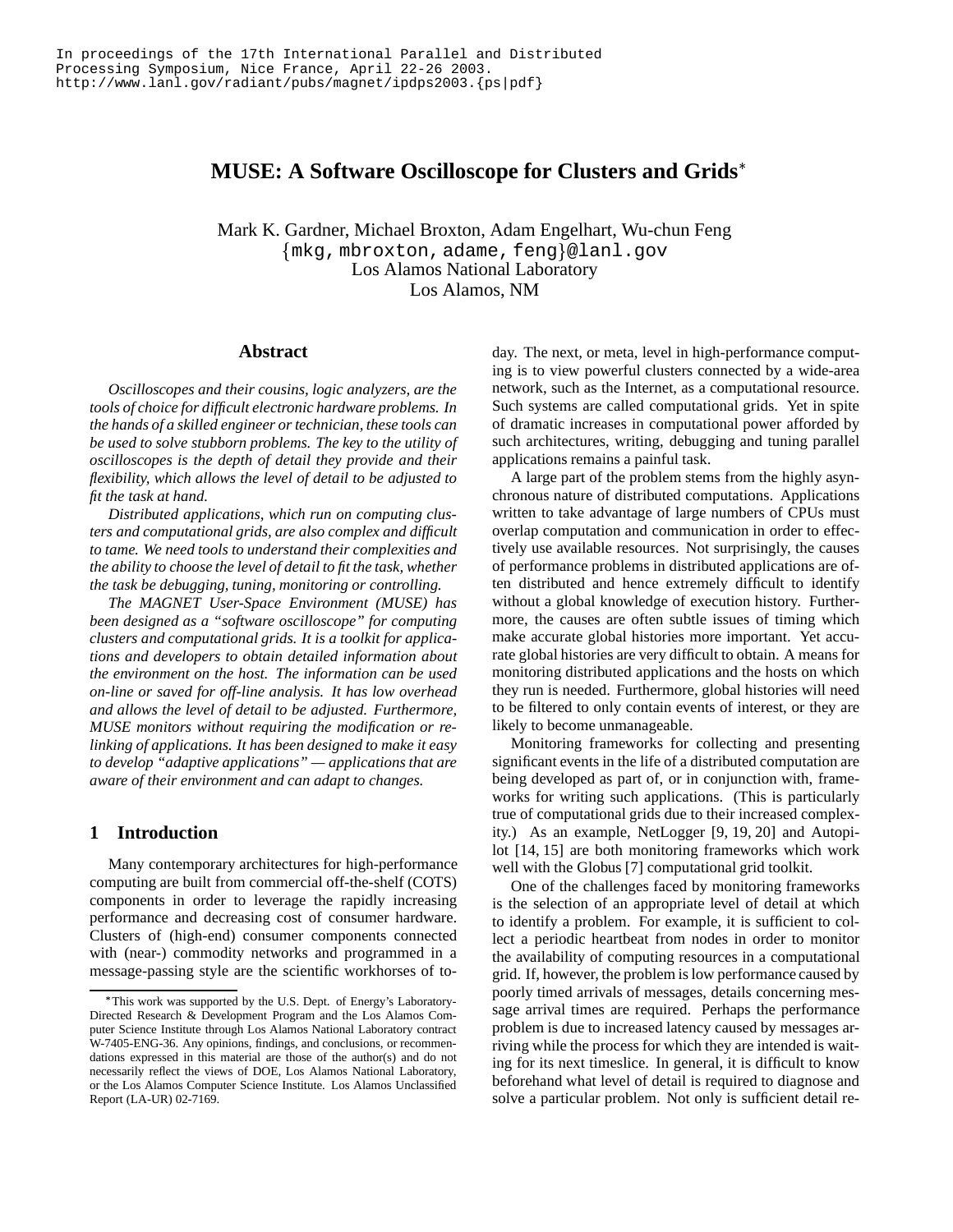In proceedings of the 17th International Parallel and Distributed Processing Symposium, Nice France, April 22-26 2003.
http://www.lanl.gov/radiant/pubs/magnet/ipdps2003.{ps|pdf}

# MUSE: A Software Oscilloscope for Clusters and Grids*

Mark K. Gardner, Michael Broxton, Adam Engelhart, Wu-chun Feng
{mkg, mbroxton, adame, feng}@lanl.gov
Los Alamos National Laboratory
Los Alamos, NM

## Abstract

*Oscilloscopes and their cousins, logic analyzers, are the tools of choice for difficult electronic hardware problems. In the hands of a skilled engineer or technician, these tools can be used to solve stubborn problems. The key to the utility of oscilloscopes is the depth of detail they provide and their flexibility, which allows the level of detail to be adjusted to fit the task at hand.*

*Distributed applications, which run on computing clusters and computational grids, are also complex and difficult to tame. We need tools to understand their complexities and the ability to choose the level of detail to fit the task, whether the task be debugging, tuning, monitoring or controlling.*

*The MAGNET User-Space Environment (MUSE) has been designed as a "software oscilloscope" for computing clusters and computational grids. It is a toolkit for applications and developers to obtain detailed information about the environment on the host. The information can be used on-line or saved for off-line analysis. It has low overhead and allows the level of detail to be adjusted. Furthermore, MUSE monitors without requiring the modification or relinking of applications. It has been designed to make it easy to develop "adaptive applications" — applications that are aware of their environment and can adapt to changes.*

## 1 Introduction

Many contemporary architectures for high-performance computing are built from commercial off-the-shelf (COTS) components in order to leverage the rapidly increasing performance and decreasing cost of consumer hardware. Clusters of (high-end) consumer components connected with (near-) commodity networks and programmed in a message-passing style are the scientific workhorses of today. The next, or meta, level in high-performance computing is to view powerful clusters connected by a wide-area network, such as the Internet, as a computational resource. Such systems are called computational grids. Yet in spite of dramatic increases in computational power afforded by such architectures, writing, debugging and tuning parallel applications remains a painful task.

A large part of the problem stems from the highly asynchronous nature of distributed computations. Applications written to take advantage of large numbers of CPUs must overlap computation and communication in order to effectively use available resources. Not surprisingly, the causes of performance problems in distributed applications are often distributed and hence extremely difficult to identify without a global knowledge of execution history. Furthermore, the causes are often subtle issues of timing which make accurate global histories more important. Yet accurate global histories are very difficult to obtain. A means for monitoring distributed applications and the hosts on which they run is needed. Furthermore, global histories will need to be filtered to only contain events of interest, or they are likely to become unmanageable.

Monitoring frameworks for collecting and presenting significant events in the life of a distributed computation are being developed as part of, or in conjunction with, frameworks for writing such applications. (This is particularly true of computational grids due to their increased complexity.) As an example, NetLogger [9, 19, 20] and Autopilot [14, 15] are both monitoring frameworks which work well with the Globus [7] computational grid toolkit.

One of the challenges faced by monitoring frameworks is the selection of an appropriate level of detail at which to identify a problem. For example, it is sufficient to collect a periodic heartbeat from nodes in order to monitor the availability of computing resources in a computational grid. If, however, the problem is low performance caused by poorly timed arrivals of messages, details concerning message arrival times are required. Perhaps the performance problem is due to increased latency caused by messages arriving while the process for which they are intended is waiting for its next timeslice. In general, it is difficult to know beforehand what level of detail is required to diagnose and solve a particular problem. Not only is sufficient detail re-

*This work was supported by the U.S. Dept. of Energy's Laboratory-Directed Research & Development Program and the Los Alamos Computer Science Institute through Los Alamos National Laboratory contract W-7405-ENG-36. Any opinions, findings, and conclusions, or recommendations expressed in this material are those of the author(s) and do not necessarily reflect the views of DOE, Los Alamos National Laboratory, or the Los Alamos Computer Science Institute. Los Alamos Unclassified Report (LA-UR) 02-7169.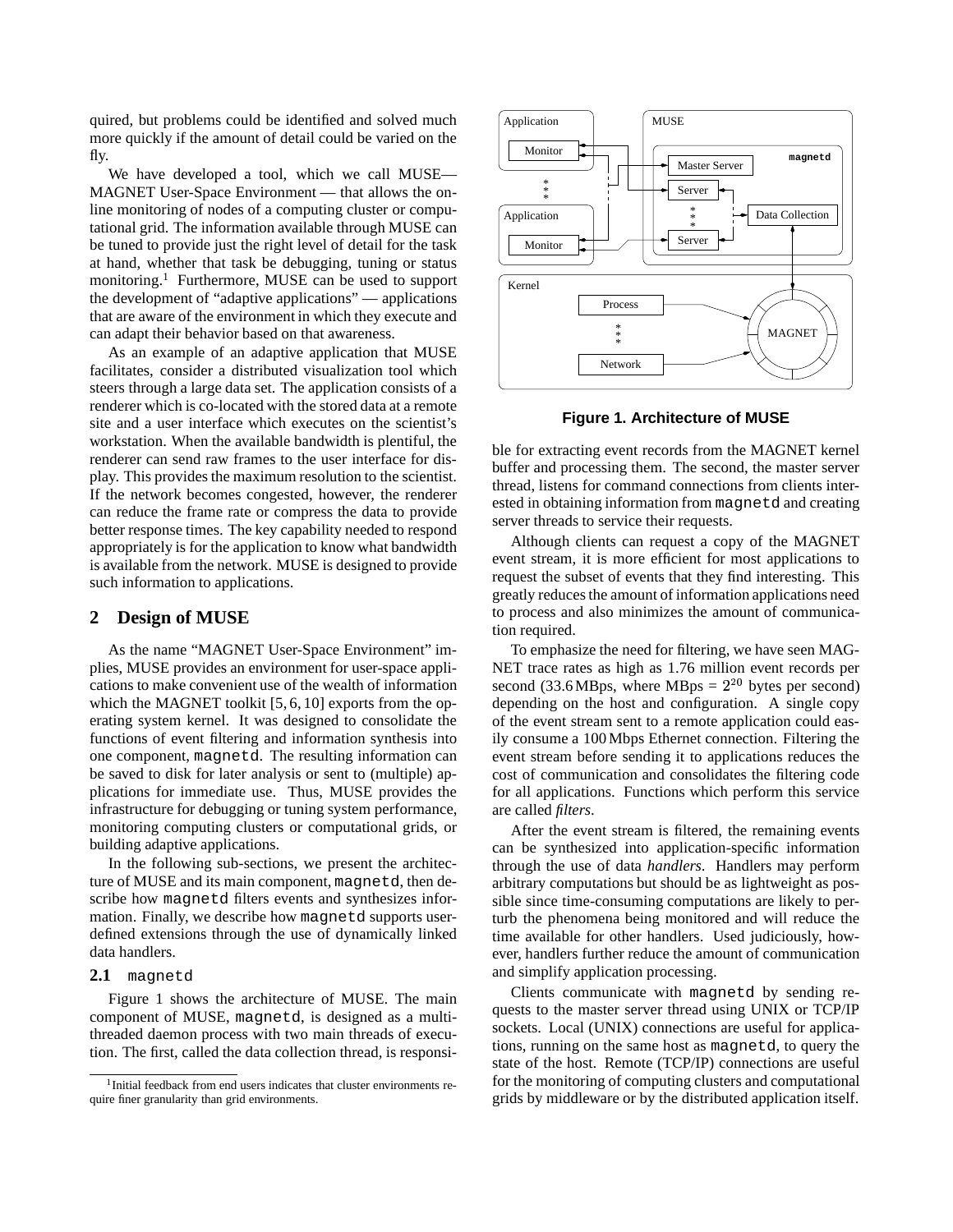quired, but problems could be identified and solved much more quickly if the amount of detail could be varied on the fly.

We have developed a tool, which we call MUSE—MAGNET User-Space Environment — that allows the on-line monitoring of nodes of a computing cluster or computational grid. The information available through MUSE can be tuned to provide just the right level of detail for the task at hand, whether that task be debugging, tuning or status monitoring.[1] Furthermore, MUSE can be used to support the development of "adaptive applications" — applications that are aware of the environment in which they execute and can adapt their behavior based on that awareness.

As an example of an adaptive application that MUSE facilitates, consider a distributed visualization tool which steers through a large data set. The application consists of a renderer which is co-located with the stored data at a remote site and a user interface which executes on the scientist's workstation. When the available bandwidth is plentiful, the renderer can send raw frames to the user interface for display. This provides the maximum resolution to the scientist. If the network becomes congested, however, the renderer can reduce the frame rate or compress the data to provide better response times. The key capability needed to respond appropriately is for the application to know what bandwidth is available from the network. MUSE is designed to provide such information to applications.

## 2 Design of MUSE

As the name "MAGNET User-Space Environment" implies, MUSE provides an environment for user-space applications to make convenient use of the wealth of information which the MAGNET toolkit [5, 6, 10] exports from the operating system kernel. It was designed to consolidate the functions of event filtering and information synthesis into one component, `magnetd`. The resulting information can be saved to disk for later analysis or sent to (multiple) applications for immediate use. Thus, MUSE provides the infrastructure for debugging or tuning system performance, monitoring computing clusters or computational grids, or building adaptive applications.

In the following sub-sections, we present the architecture of MUSE and its main component, `magnetd`, then describe how `magnetd` filters events and synthesizes information. Finally, we describe how `magnetd` supports user-defined extensions through the use of dynamically linked data handlers.

### 2.1 magnetd

Figure 1 shows the architecture of MUSE. The main component of MUSE, `magnetd`, is designed as a multi-threaded daemon process with two main threads of execution. The first, called the data collection thread, is responsible for extracting event records from the MAGNET kernel buffer and processing them. The second, the master server thread, listens for command connections from clients interested in obtaining information from `magnetd` and creating server threads to service their requests.

Application
Monitor
Application
Monitor
MUSE
magnetd
Master Server
Server
Server
Data Collection
Kernel
Process
Network
MAGNET

**Figure 1. Architecture of MUSE**

Although clients can request a copy of the MAGNET event stream, it is more efficient for most applications to request the subset of events that they find interesting. This greatly reduces the amount of information applications need to process and also minimizes the amount of communication required.

To emphasize the need for filtering, we have seen MAGNET trace rates as high as 1.76 million event records per second (33.6 MBps, where MBps = $2^{20}$ bytes per second) depending on the host and configuration. A single copy of the event stream sent to a remote application could easily consume a 100 Mbps Ethernet connection. Filtering the event stream before sending it to applications reduces the cost of communication and consolidates the filtering code for all applications. Functions which perform this service are called *filters*.

After the event stream is filtered, the remaining events can be synthesized into application-specific information through the use of data *handlers*. Handlers may perform arbitrary computations but should be as lightweight as possible since time-consuming computations are likely to perturb the phenomena being monitored and will reduce the time available for other handlers. Used judiciously, however, handlers further reduce the amount of communication and simplify application processing.

Clients communicate with `magnetd` by sending requests to the master server thread using UNIX or TCP/IP sockets. Local (UNIX) connections are useful for applications, running on the same host as `magnetd`, to query the state of the host. Remote (TCP/IP) connections are useful for the monitoring of computing clusters and computational grids by middleware or by the distributed application itself.

[1] Initial feedback from end users indicates that cluster environments require finer granularity than grid environments.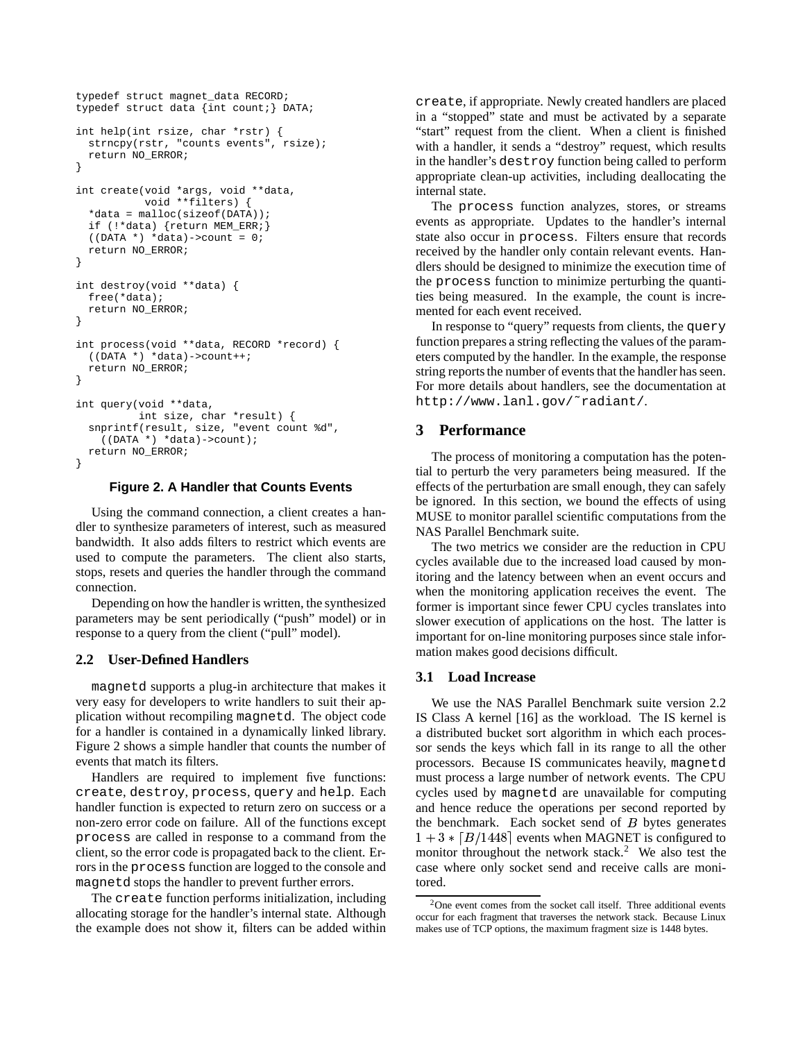```
typedef struct magnet_data RECORD;
typedef struct data {int count;} DATA;

int help(int rsize, char *rstr) {
  strncpy(rstr, "counts events", rsize);
  return NO_ERROR;
}

int create(void *args, void **data,
           void **filters) {
  *data = malloc(sizeof(DATA));
  if (!*data) {return MEM_ERR;}
  ((DATA *) *data)->count = 0;
  return NO_ERROR;
}

int destroy(void **data) {
  free(*data);
  return NO_ERROR;
}

int process(void **data, RECORD *record) {
  ((DATA *) *data)->count++;
  return NO_ERROR;
}

int query(void **data,
          int size, char *result) {
  snprintf(result, size, "event count %d",
    ((DATA *) *data)->count);
  return NO_ERROR;
}
```

**Figure 2. A Handler that Counts Events**

Using the command connection, a client creates a handler to synthesize parameters of interest, such as measured bandwidth. It also adds filters to restrict which events are used to compute the parameters. The client also starts, stops, resets and queries the handler through the command connection.

Depending on how the handler is written, the synthesized parameters may be sent periodically ("push" model) or in response to a query from the client ("pull" model).

### 2.2 User-Defined Handlers

`magnetd` supports a plug-in architecture that makes it very easy for developers to write handlers to suit their application without recompiling `magnetd`. The object code for a handler is contained in a dynamically linked library. Figure 2 shows a simple handler that counts the number of events that match its filters.

Handlers are required to implement five functions: `create`, `destroy`, `process`, `query` and `help`. Each handler function is expected to return zero on success or a non-zero error code on failure. All of the functions except `process` are called in response to a command from the client, so the error code is propagated back to the client. Errors in the `process` function are logged to the console and `magnetd` stops the handler to prevent further errors.

The `create` function performs initialization, including allocating storage for the handler's internal state. Although the example does not show it, filters can be added within `create`, if appropriate. Newly created handlers are placed in a "stopped" state and must be activated by a separate "start" request from the client. When a client is finished with a handler, it sends a "destroy" request, which results in the handler's `destroy` function being called to perform appropriate clean-up activities, including deallocating the internal state.

The `process` function analyzes, stores, or streams events as appropriate. Updates to the handler's internal state also occur in `process`. Filters ensure that records received by the handler only contain relevant events. Handlers should be designed to minimize the execution time of the `process` function to minimize perturbing the quantities being measured. In the example, the count is incremented for each event received.

In response to "query" requests from clients, the `query` function prepares a string reflecting the values of the parameters computed by the handler. In the example, the response string reports the number of events that the handler has seen. For more details about handlers, see the documentation at `http://www.lanl.gov/˜radiant/`.

## 3 Performance

The process of monitoring a computation has the potential to perturb the very parameters being measured. If the effects of the perturbation are small enough, they can safely be ignored. In this section, we bound the effects of using MUSE to monitor parallel scientific computations from the NAS Parallel Benchmark suite.

The two metrics we consider are the reduction in CPU cycles available due to the increased load caused by monitoring and the latency between when an event occurs and when the monitoring application receives the event. The former is important since fewer CPU cycles translates into slower execution of applications on the host. The latter is important for on-line monitoring purposes since stale information makes good decisions difficult.

### 3.1 Load Increase

We use the NAS Parallel Benchmark suite version 2.2 IS Class A kernel [16] as the workload. The IS kernel is a distributed bucket sort algorithm in which each processor sends the keys which fall in its range to all the other processors. Because IS communicates heavily, `magnetd` must process a large number of network events. The CPU cycles used by `magnetd` are unavailable for computing and hence reduce the operations per second reported by the benchmark. Each socket send of $B$ bytes generates $1 + 3 * \lceil B/1448 \rceil$ events when MAGNET is configured to monitor throughout the network stack.[2] We also test the case where only socket send and receive calls are monitored.

[2] One event comes from the socket call itself. Three additional events occur for each fragment that traverses the network stack. Because Linux makes use of TCP options, the maximum fragment size is 1448 bytes.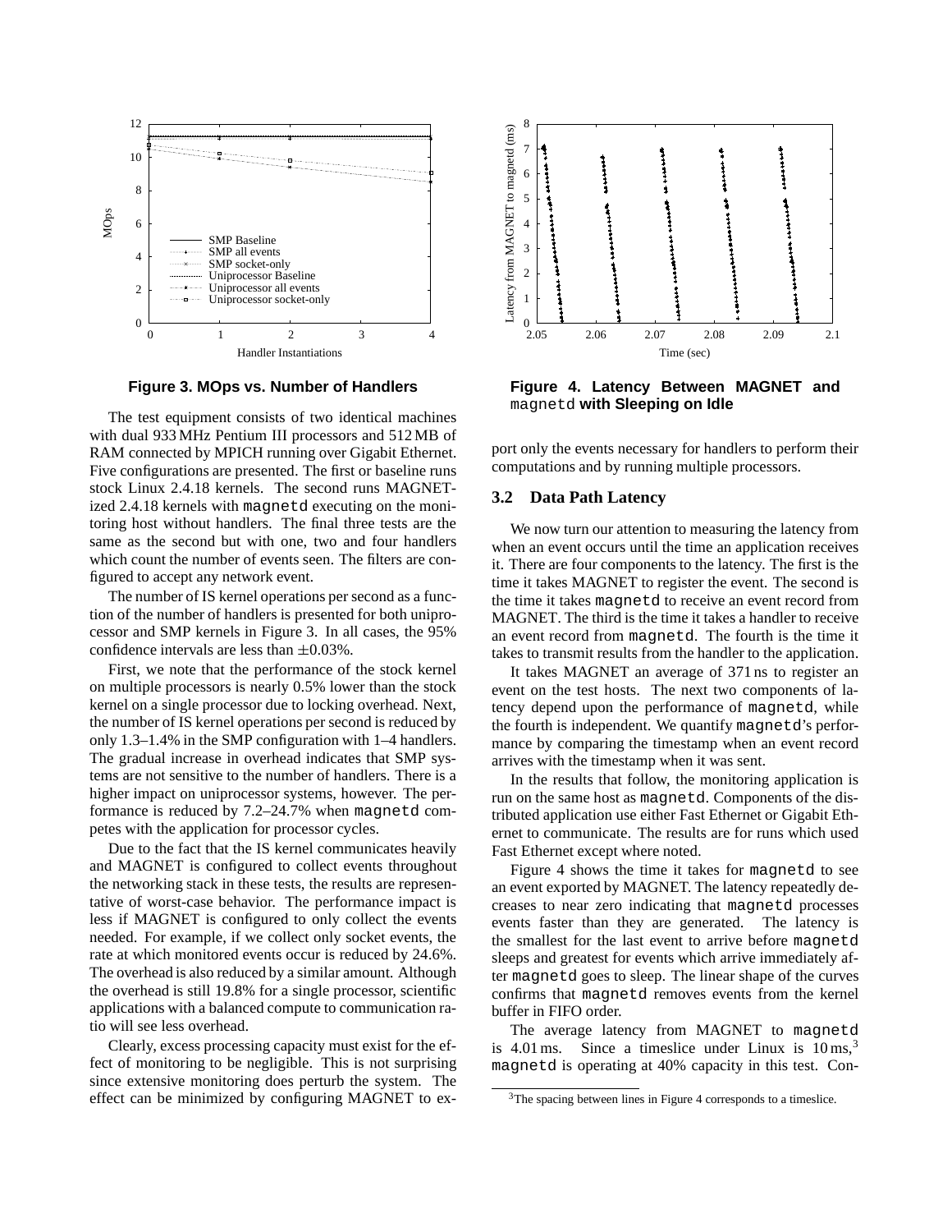12
10
8
6
4
2
0
MOps
0
1
2
3
4
Handler Instantiations
SMP Baseline
SMP all events
SMP socket-only
Uniprocessor Baseline
Uniprocessor all events
Uniprocessor socket-only

**Figure 3. MOps vs. Number of Handlers**

8
7
6
5
4
3
2
1
0
Latency from MAGNET to magnetd (ms)
2.05
2.06
2.07
2.08
2.09
2.1
Time (sec)

**Figure 4. Latency Between MAGNET and `magnetd` with Sleeping on Idle**

The test equipment consists of two identical machines with dual 933 MHz Pentium III processors and 512 MB of RAM connected by MPICH running over Gigabit Ethernet. Five configurations are presented. The first or baseline runs stock Linux 2.4.18 kernels. The second runs MAGNET-ized 2.4.18 kernels with `magnetd` executing on the monitoring host without handlers. The final three tests are the same as the second but with one, two and four handlers which count the number of events seen. The filters are configured to accept any network event.

The number of IS kernel operations per second as a function of the number of handlers is presented for both uniprocessor and SMP kernels in Figure 3. In all cases, the 95% confidence intervals are less than $\pm 0.03\%$.

First, we note that the performance of the stock kernel on multiple processors is nearly 0.5% lower than the stock kernel on a single processor due to locking overhead. Next, the number of IS kernel operations per second is reduced by only 1.3–1.4% in the SMP configuration with 1–4 handlers. The gradual increase in overhead indicates that SMP systems are not sensitive to the number of handlers. There is a higher impact on uniprocessor systems, however. The performance is reduced by 7.2–24.7% when `magnetd` competes with the application for processor cycles.

Due to the fact that the IS kernel communicates heavily and MAGNET is configured to collect events throughout the networking stack in these tests, the results are representative of worst-case behavior. The performance impact is less if MAGNET is configured to only collect the events needed. For example, if we collect only socket events, the rate at which monitored events occur is reduced by 24.6%. The overhead is also reduced by a similar amount. Although the overhead is still 19.8% for a single processor, scientific applications with a balanced compute to communication ratio will see less overhead.

Clearly, excess processing capacity must exist for the effect of monitoring to be negligible. This is not surprising since extensive monitoring does perturb the system. The effect can be minimized by configuring MAGNET to export only the events necessary for handlers to perform their computations and by running multiple processors.

### 3.2 Data Path Latency

We now turn our attention to measuring the latency from when an event occurs until the time an application receives it. There are four components to the latency. The first is the time it takes MAGNET to register the event. The second is the time it takes `magnetd` to receive an event record from MAGNET. The third is the time it takes a handler to receive an event record from `magnetd`. The fourth is the time it takes to transmit results from the handler to the application.

It takes MAGNET an average of 371 ns to register an event on the test hosts. The next two components of latency depend upon the performance of `magnetd`, while the fourth is independent. We quantify `magnetd`'s performance by comparing the timestamp when an event record arrives with the timestamp when it was sent.

In the results that follow, the monitoring application is run on the same host as `magnetd`. Components of the distributed application use either Fast Ethernet or Gigabit Ethernet to communicate. The results are for runs which used Fast Ethernet except where noted.

Figure 4 shows the time it takes for `magnetd` to see an event exported by MAGNET. The latency repeatedly decreases to near zero indicating that `magnetd` processes events faster than they are generated. The latency is the smallest for the last event to arrive before `magnetd` sleeps and greatest for events which arrive immediately after `magnetd` goes to sleep. The linear shape of the curves confirms that `magnetd` removes events from the kernel buffer in FIFO order.

The average latency from MAGNET to `magnetd` is 4.01 ms. Since a timeslice under Linux is 10 ms,[3] `magnetd` is operating at 40% capacity in this test. Con-

[3] The spacing between lines in Figure 4 corresponds to a timeslice.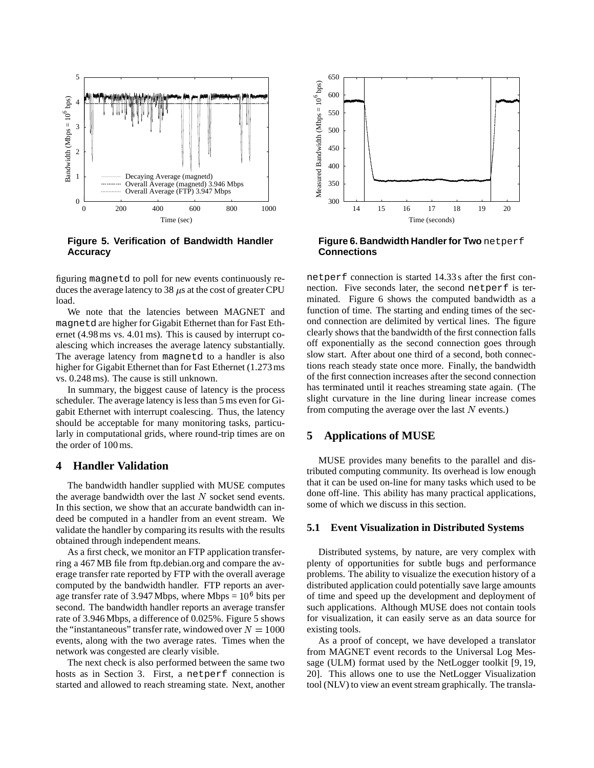5

4

3

2

1

0

Bandwidth (Mbps = $10^6$ bps)

0 200 400 600 800 1000

Time (sec)

Decaying Average (magnetd)
Overall Average (magnetd) 3.946 Mbps
Overall Average (FTP) 3.947 Mbps

**Figure 5. Verification of Bandwidth Handler Accuracy**

650

600

550

500

450

400

350

300

Measured Bandwidth (Mbps = $10^6$ bps)

14 15 16 17 18 19 20

Time (seconds)

**Figure 6. Bandwidth Handler for Two** `netperf` **Connections**

figuring `magnetd` to poll for new events continuously reduces the average latency to 38 $\mu$s at the cost of greater CPU load.

We note that the latencies between MAGNET and `magnetd` are higher for Gigabit Ethernet than for Fast Ethernet (4.98 ms vs. 4.01 ms). This is caused by interrupt coalescing which increases the average latency substantially. The average latency from `magnetd` to a handler is also higher for Gigabit Ethernet than for Fast Ethernet (1.273 ms vs. 0.248 ms). The cause is still unknown.

In summary, the biggest cause of latency is the process scheduler. The average latency is less than 5 ms even for Gigabit Ethernet with interrupt coalescing. Thus, the latency should be acceptable for many monitoring tasks, particularly in computational grids, where round-trip times are on the order of 100 ms.

## 4 Handler Validation

The bandwidth handler supplied with MUSE computes the average bandwidth over the last $N$ socket send events. In this section, we show that an accurate bandwidth can indeed be computed in a handler from an event stream. We validate the handler by comparing its results with the results obtained through independent means.

As a first check, we monitor an FTP application transferring a 467 MB file from ftp.debian.org and compare the average transfer rate reported by FTP with the overall average computed by the bandwidth handler. FTP reports an average transfer rate of 3.947 Mbps, where Mbps = $10^6$ bits per second. The bandwidth handler reports an average transfer rate of 3.946 Mbps, a difference of 0.025%. Figure 5 shows the "instantaneous" transfer rate, windowed over $N = 1000$ events, along with the two average rates. Times when the network was congested are clearly visible.

The next check is also performed between the same two hosts as in Section 3. First, a `netperf` connection is started and allowed to reach streaming state. Next, another `netperf` connection is started 14.33 s after the first connection. Five seconds later, the second `netperf` is terminated. Figure 6 shows the computed bandwidth as a function of time. The starting and ending times of the second connection are delimited by vertical lines. The figure clearly shows that the bandwidth of the first connection falls off exponentially as the second connection goes through slow start. After about one third of a second, both connections reach steady state once more. Finally, the bandwidth of the first connection increases after the second connection has terminated until it reaches streaming state again. (The slight curvature in the line during linear increase comes from computing the average over the last $N$ events.)

## 5 Applications of MUSE

MUSE provides many benefits to the parallel and distributed computing community. Its overhead is low enough that it can be used on-line for many tasks which used to be done off-line. This ability has many practical applications, some of which we discuss in this section.

### 5.1 Event Visualization in Distributed Systems

Distributed systems, by nature, are very complex with plenty of opportunities for subtle bugs and performance problems. The ability to visualize the execution history of a distributed application could potentially save large amounts of time and speed up the development and deployment of such applications. Although MUSE does not contain tools for visualization, it can easily serve as an data source for existing tools.

As a proof of concept, we have developed a translator from MAGNET event records to the Universal Log Message (ULM) format used by the NetLogger toolkit [9, 19, 20]. This allows one to use the NetLogger Visualization tool (NLV) to view an event stream graphically. The transla-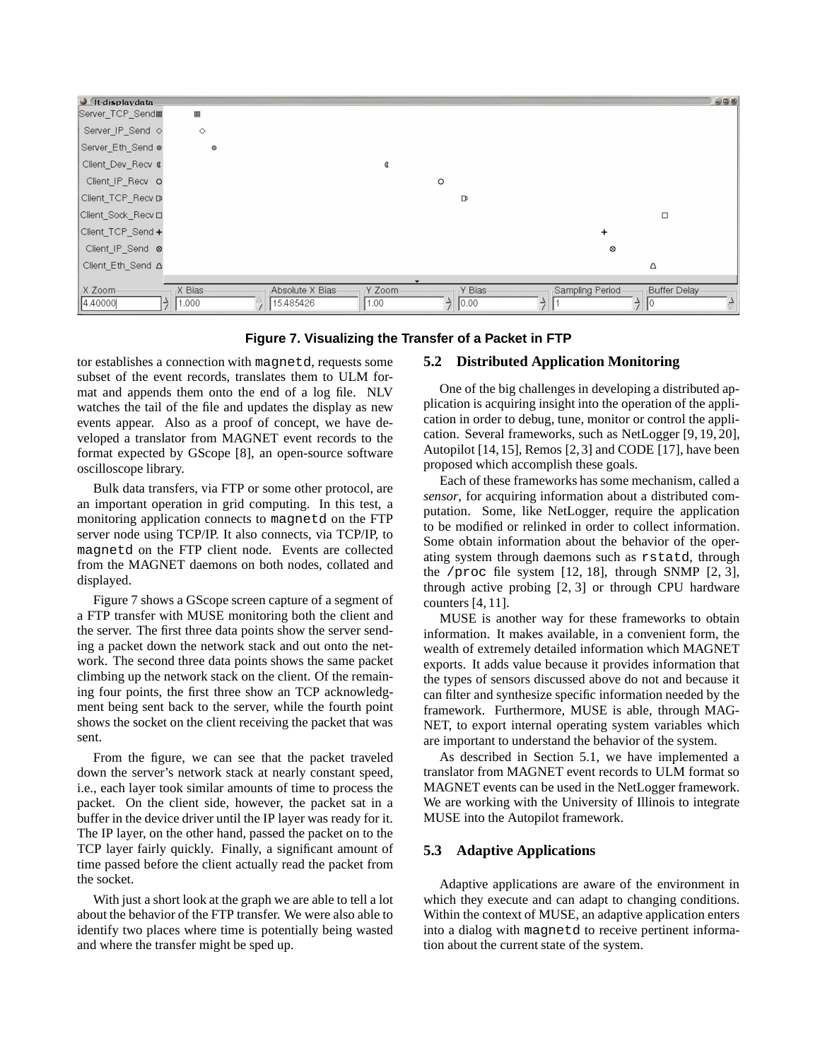lt displaydata

Server_TCP_Send

Server_IP_Send

Server_Eth_Send

Client_Dev_Recv

Client_IP_Recv

Client_TCP_Recv

Client_Sock_Recv

Client_TCP_Send

Client_IP_Send

Client_Eth_Send

X Zoom 4.40000

X Bias 1.000

Absolute X Bias 15.485426

Y Zoom 1.00

Y Bias 0.00

Sampling Period 1

Buffer Delay 0

**Figure 7. Visualizing the Transfer of a Packet in FTP**

tor establishes a connection with magnetd, requests some subset of the event records, translates them to ULM format and appends them onto the end of a log file. NLV watches the tail of the file and updates the display as new events appear. Also as a proof of concept, we have developed a translator from MAGNET event records to the format expected by GScope [8], an open-source software oscilloscope library.

Bulk data transfers, via FTP or some other protocol, are an important operation in grid computing. In this test, a monitoring application connects to magnetd on the FTP server node using TCP/IP. It also connects, via TCP/IP, to magnetd on the FTP client node. Events are collected from the MAGNET daemons on both nodes, collated and displayed.

Figure 7 shows a GScope screen capture of a segment of a FTP transfer with MUSE monitoring both the client and the server. The first three data points show the server sending a packet down the network stack and out onto the network. The second three data points shows the same packet climbing up the network stack on the client. Of the remaining four points, the first three show an TCP acknowledgment being sent back to the server, while the fourth point shows the socket on the client receiving the packet that was sent.

From the figure, we can see that the packet traveled down the server's network stack at nearly constant speed, i.e., each layer took similar amounts of time to process the packet. On the client side, however, the packet sat in a buffer in the device driver until the IP layer was ready for it. The IP layer, on the other hand, passed the packet on to the TCP layer fairly quickly. Finally, a significant amount of time passed before the client actually read the packet from the socket.

With just a short look at the graph we are able to tell a lot about the behavior of the FTP transfer. We were also able to identify two places where time is potentially being wasted and where the transfer might be sped up.

### 5.2 Distributed Application Monitoring

One of the big challenges in developing a distributed application is acquiring insight into the operation of the application in order to debug, tune, monitor or control the application. Several frameworks, such as NetLogger [9, 19, 20], Autopilot [14, 15], Remos [2, 3] and CODE [17], have been proposed which accomplish these goals.

Each of these frameworks has some mechanism, called a *sensor*, for acquiring information about a distributed computation. Some, like NetLogger, require the application to be modified or relinked in order to collect information. Some obtain information about the behavior of the operating system through daemons such as rstatd, through the /proc file system [12, 18], through SNMP [2, 3], through active probing [2, 3] or through CPU hardware counters [4, 11].

MUSE is another way for these frameworks to obtain information. It makes available, in a convenient form, the wealth of extremely detailed information which MAGNET exports. It adds value because it provides information that the types of sensors discussed above do not and because it can filter and synthesize specific information needed by the framework. Furthermore, MUSE is able, through MAGNET, to export internal operating system variables which are important to understand the behavior of the system.

As described in Section 5.1, we have implemented a translator from MAGNET event records to ULM format so MAGNET events can be used in the NetLogger framework. We are working with the University of Illinois to integrate MUSE into the Autopilot framework.

### 5.3 Adaptive Applications

Adaptive applications are aware of the environment in which they execute and can adapt to changing conditions. Within the context of MUSE, an adaptive application enters into a dialog with magnetd to receive pertinent information about the current state of the system.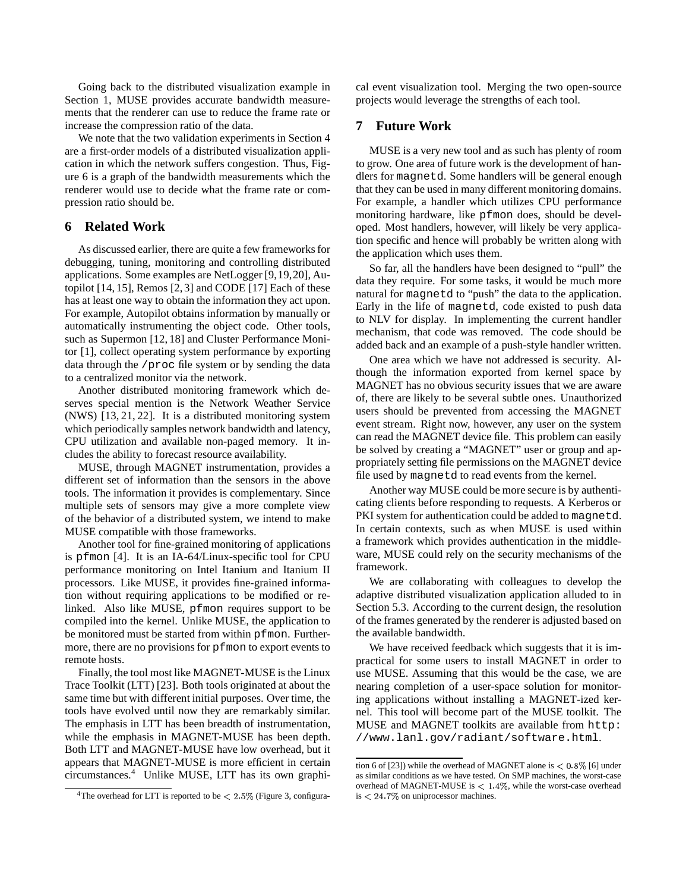Going back to the distributed visualization example in Section 1, MUSE provides accurate bandwidth measurements that the renderer can use to reduce the frame rate or increase the compression ratio of the data.

We note that the two validation experiments in Section 4 are a first-order models of a distributed visualization application in which the network suffers congestion. Thus, Figure 6 is a graph of the bandwidth measurements which the renderer would use to decide what the frame rate or compression ratio should be.

## 6 Related Work

As discussed earlier, there are quite a few frameworks for debugging, tuning, monitoring and controlling distributed applications. Some examples are NetLogger [9,19,20], Autopilot [14,15], Remos [2,3] and CODE [17] Each of these has at least one way to obtain the information they act upon. For example, Autopilot obtains information by manually or automatically instrumenting the object code. Other tools, such as Supermon [12,18] and Cluster Performance Monitor [1], collect operating system performance by exporting data through the /proc file system or by sending the data to a centralized monitor via the network.

Another distributed monitoring framework which deserves special mention is the Network Weather Service (NWS) [13, 21, 22]. It is a distributed monitoring system which periodically samples network bandwidth and latency, CPU utilization and available non-paged memory. It includes the ability to forecast resource availability.

MUSE, through MAGNET instrumentation, provides a different set of information than the sensors in the above tools. The information it provides is complementary. Since multiple sets of sensors may give a more complete view of the behavior of a distributed system, we intend to make MUSE compatible with those frameworks.

Another tool for fine-grained monitoring of applications is pfmon [4]. It is an IA-64/Linux-specific tool for CPU performance monitoring on Intel Itanium and Itanium II processors. Like MUSE, it provides fine-grained information without requiring applications to be modified or relinked. Also like MUSE, pfmon requires support to be compiled into the kernel. Unlike MUSE, the application to be monitored must be started from within pfmon. Furthermore, there are no provisions for pfmon to export events to remote hosts.

Finally, the tool most like MAGNET-MUSE is the Linux Trace Toolkit (LTT) [23]. Both tools originated at about the same time but with different initial purposes. Over time, the tools have evolved until now they are remarkably similar. The emphasis in LTT has been breadth of instrumentation, while the emphasis in MAGNET-MUSE has been depth. Both LTT and MAGNET-MUSE have low overhead, but it appears that MAGNET-MUSE is more efficient in certain circumstances.[4] Unlike MUSE, LTT has its own graphical event visualization tool. Merging the two open-source projects would leverage the strengths of each tool.

## 7 Future Work

MUSE is a very new tool and as such has plenty of room to grow. One area of future work is the development of handlers for magnetd. Some handlers will be general enough that they can be used in many different monitoring domains. For example, a handler which utilizes CPU performance monitoring hardware, like pfmon does, should be developed. Most handlers, however, will likely be very application specific and hence will probably be written along with the application which uses them.

So far, all the handlers have been designed to "pull" the data they require. For some tasks, it would be much more natural for magnetd to "push" the data to the application. Early in the life of magnetd, code existed to push data to NLV for display. In implementing the current handler mechanism, that code was removed. The code should be added back and an example of a push-style handler written.

One area which we have not addressed is security. Although the information exported from kernel space by MAGNET has no obvious security issues that we are aware of, there are likely to be several subtle ones. Unauthorized users should be prevented from accessing the MAGNET event stream. Right now, however, any user on the system can read the MAGNET device file. This problem can easily be solved by creating a "MAGNET" user or group and appropriately setting file permissions on the MAGNET device file used by magnetd to read events from the kernel.

Another way MUSE could be more secure is by authenticating clients before responding to requests. A Kerberos or PKI system for authentication could be added to magnetd. In certain contexts, such as when MUSE is used within a framework which provides authentication in the middleware, MUSE could rely on the security mechanisms of the framework.

We are collaborating with colleagues to develop the adaptive distributed visualization application alluded to in Section 5.3. According to the current design, the resolution of the frames generated by the renderer is adjusted based on the available bandwidth.

We have received feedback which suggests that it is impractical for some users to install MAGNET in order to use MUSE. Assuming that this would be the case, we are nearing completion of a user-space solution for monitoring applications without installing a MAGNET-ized kernel. This tool will become part of the MUSE toolkit. The MUSE and MAGNET toolkits are available from http://www.lanl.gov/radiant/software.html.

---

[4] The overhead for LTT is reported to be $< 2.5\%$ (Figure 3, configuration 6 of [23]) while the overhead of MAGNET alone is $< 0.8\%$ [6] under as similar conditions as we have tested. On SMP machines, the worst-case overhead of MAGNET-MUSE is $< 1.4\%$, while the worst-case overhead is $< 24.7\%$ on uniprocessor machines.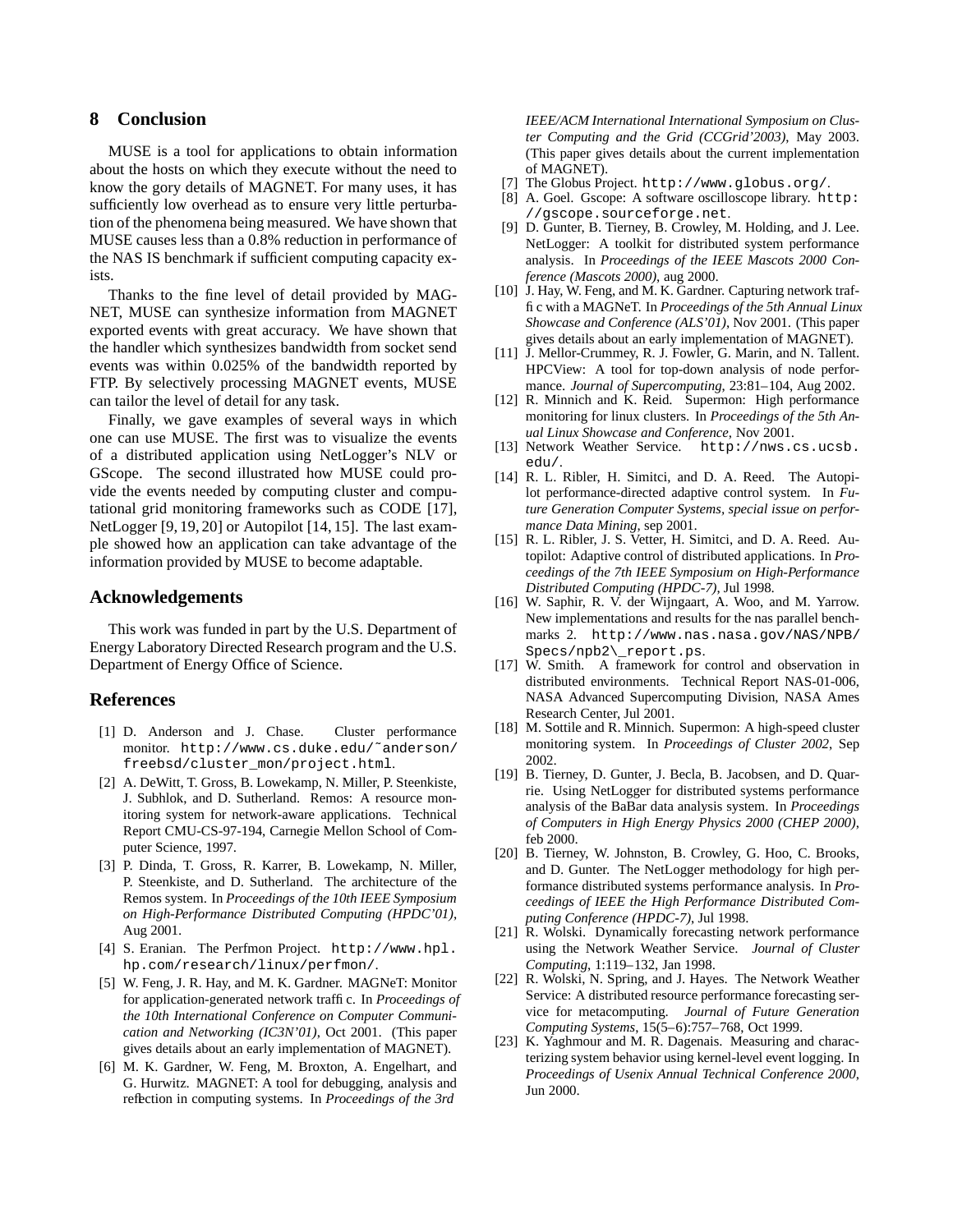## 8 Conclusion

MUSE is a tool for applications to obtain information about the hosts on which they execute without the need to know the gory details of MAGNET. For many uses, it has sufficiently low overhead as to ensure very little perturbation of the phenomena being measured. We have shown that MUSE causes less than a 0.8% reduction in performance of the NAS IS benchmark if sufficient computing capacity exists.

Thanks to the fine level of detail provided by MAGNET, MUSE can synthesize information from MAGNET exported events with great accuracy. We have shown that the handler which synthesizes bandwidth from socket send events was within 0.025% of the bandwidth reported by FTP. By selectively processing MAGNET events, MUSE can tailor the level of detail for any task.

Finally, we gave examples of several ways in which one can use MUSE. The first was to visualize the events of a distributed application using NetLogger's NLV or GScope. The second illustrated how MUSE could provide the events needed by computing cluster and computational grid monitoring frameworks such as CODE [17], NetLogger [9, 19, 20] or Autopilot [14, 15]. The last example showed how an application can take advantage of the information provided by MUSE to become adaptable.

## Acknowledgements

This work was funded in part by the U.S. Department of Energy Laboratory Directed Research program and the U.S. Department of Energy Office of Science.

## References

[1] D. Anderson and J. Chase. Cluster performance monitor. `http://www.cs.duke.edu/~anderson/freebsd/cluster_mon/project.html`.

[2] A. DeWitt, T. Gross, B. Lowekamp, N. Miller, P. Steenkiste, J. Subhlok, and D. Sutherland. Remos: A resource monitoring system for network-aware applications. Technical Report CMU-CS-97-194, Carnegie Mellon School of Computer Science, 1997.

[3] P. Dinda, T. Gross, R. Karrer, B. Lowekamp, N. Miller, P. Steenkiste, and D. Sutherland. The architecture of the Remos system. In *Proceedings of the 10th IEEE Symposium on High-Performance Distributed Computing (HPDC'01)*, Aug 2001.

[4] S. Eranian. The Perfmon Project. `http://www.hpl.hp.com/research/linux/perfmon/`.

[5] W. Feng, J. R. Hay, and M. K. Gardner. MAGNeT: Monitor for application-generated network traffic. In *Proceedings of the 10th International Conference on Computer Communication and Networking (IC3N'01)*, Oct 2001. (This paper gives details about an early implementation of MAGNET).

[6] M. K. Gardner, W. Feng, M. Broxton, A. Engelhart, and G. Hurwitz. MAGNET: A tool for debugging, analysis and reflection in computing systems. In *Proceedings of the 3rd IEEE/ACM International International Symposium on Cluster Computing and the Grid (CCGrid'2003)*, May 2003. (This paper gives details about the current implementation of MAGNET).

[7] The Globus Project. `http://www.globus.org/`.

[8] A. Goel. Gscope: A software oscilloscope library. `http://gscope.sourceforge.net`.

[9] D. Gunter, B. Tierney, B. Crowley, M. Holding, and J. Lee. NetLogger: A toolkit for distributed system performance analysis. In *Proceedings of the IEEE Mascots 2000 Conference (Mascots 2000)*, aug 2000.

[10] J. Hay, W. Feng, and M. K. Gardner. Capturing network traffic with a MAGNeT. In *Proceedings of the 5th Annual Linux Showcase and Conference (ALS'01)*, Nov 2001. (This paper gives details about an early implementation of MAGNET).

[11] J. Mellor-Crummey, R. J. Fowler, G. Marin, and N. Tallent. HPCView: A tool for top-down analysis of node performance. *Journal of Supercomputing*, 23:81–104, Aug 2002.

[12] R. Minnich and K. Reid. Supermon: High performance monitoring for linux clusters. In *Proceedings of the 5th Annual Linux Showcase and Conference*, Nov 2001.

[13] Network Weather Service. `http://nws.cs.ucsb.edu/`.

[14] R. L. Ribler, H. Simitci, and D. A. Reed. The Autopilot performance-directed adaptive control system. In *Future Generation Computer Systems, special issue on performance Data Mining*, sep 2001.

[15] R. L. Ribler, J. S. Vetter, H. Simitci, and D. A. Reed. Autopilot: Adaptive control of distributed applications. In *Proceedings of the 7th IEEE Symposium on High-Performance Distributed Computing (HPDC-7)*, Jul 1998.

[16] W. Saphir, R. V. der Wijngaart, A. Woo, and M. Yarrow. New implementations and results for the nas parallel benchmarks 2. `http://www.nas.nasa.gov/NAS/NPB/Specs/npb2\_report.ps`.

[17] W. Smith. A framework for control and observation in distributed environments. Technical Report NAS-01-006, NASA Advanced Supercomputing Division, NASA Ames Research Center, Jul 2001.

[18] M. Sottile and R. Minnich. Supermon: A high-speed cluster monitoring system. In *Proceedings of Cluster 2002*, Sep 2002.

[19] B. Tierney, D. Gunter, J. Becla, B. Jacobsen, and D. Quarrie. Using NetLogger for distributed systems performance analysis of the BaBar data analysis system. In *Proceedings of Computers in High Energy Physics 2000 (CHEP 2000)*, feb 2000.

[20] B. Tierney, W. Johnston, B. Crowley, G. Hoo, C. Brooks, and D. Gunter. The NetLogger methodology for high performance distributed systems performance analysis. In *Proceedings of IEEE the High Performance Distributed Computing Conference (HPDC-7)*, Jul 1998.

[21] R. Wolski. Dynamically forecasting network performance using the Network Weather Service. *Journal of Cluster Computing*, 1:119–132, Jan 1998.

[22] R. Wolski, N. Spring, and J. Hayes. The Network Weather Service: A distributed resource performance forecasting service for metacomputing. *Journal of Future Generation Computing Systems*, 15(5–6):757–768, Oct 1999.

[23] K. Yaghmour and M. R. Dagenais. Measuring and characterizing system behavior using kernel-level event logging. In *Proceedings of Usenix Annual Technical Conference 2000*, Jun 2000.